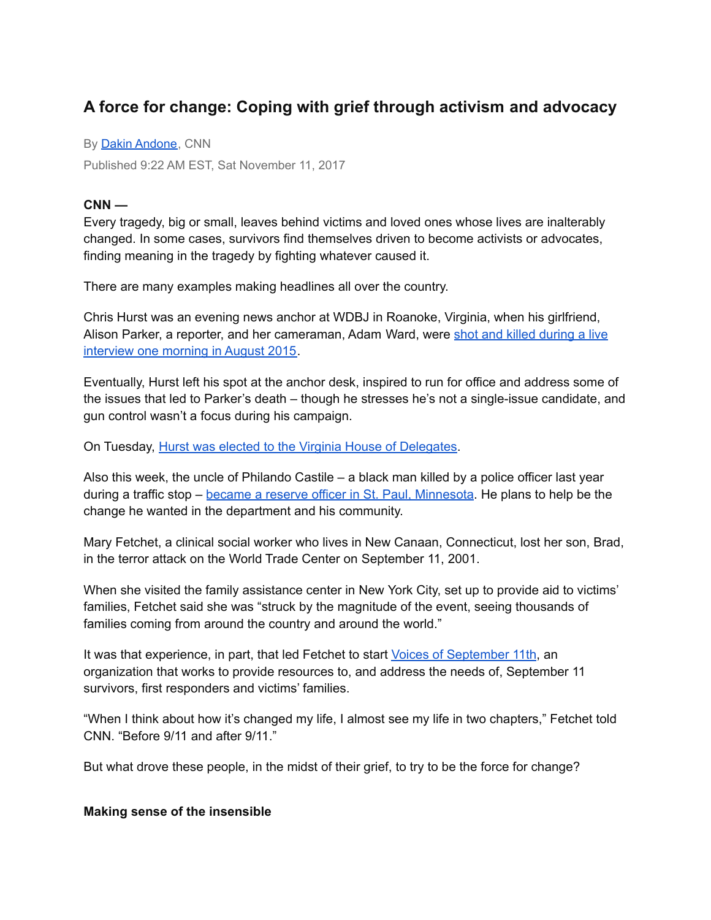# A force for change: Coping with grief through activism and advocacy

By Dakin Andone, CNN

Published 9:22 AM EST, Sat November 11, 2017

**CNN —**
Every tragedy, big or small, leaves behind victims and loved ones whose lives are inalterably changed. In some cases, survivors find themselves driven to become activists or advocates, finding meaning in the tragedy by fighting whatever caused it.

There are many examples making headlines all over the country.

Chris Hurst was an evening news anchor at WDBJ in Roanoke, Virginia, when his girlfriend, Alison Parker, a reporter, and her cameraman, Adam Ward, were shot and killed during a live interview one morning in August 2015.

Eventually, Hurst left his spot at the anchor desk, inspired to run for office and address some of the issues that led to Parker's death – though he stresses he's not a single-issue candidate, and gun control wasn't a focus during his campaign.

On Tuesday, Hurst was elected to the Virginia House of Delegates.

Also this week, the uncle of Philando Castile – a black man killed by a police officer last year during a traffic stop – became a reserve officer in St. Paul, Minnesota. He plans to help be the change he wanted in the department and his community.

Mary Fetchet, a clinical social worker who lives in New Canaan, Connecticut, lost her son, Brad, in the terror attack on the World Trade Center on September 11, 2001.

When she visited the family assistance center in New York City, set up to provide aid to victims' families, Fetchet said she was "struck by the magnitude of the event, seeing thousands of families coming from around the country and around the world."

It was that experience, in part, that led Fetchet to start Voices of September 11th, an organization that works to provide resources to, and address the needs of, September 11 survivors, first responders and victims' families.

"When I think about how it's changed my life, I almost see my life in two chapters," Fetchet told CNN. "Before 9/11 and after 9/11."

But what drove these people, in the midst of their grief, to try to be the force for change?

## Making sense of the insensible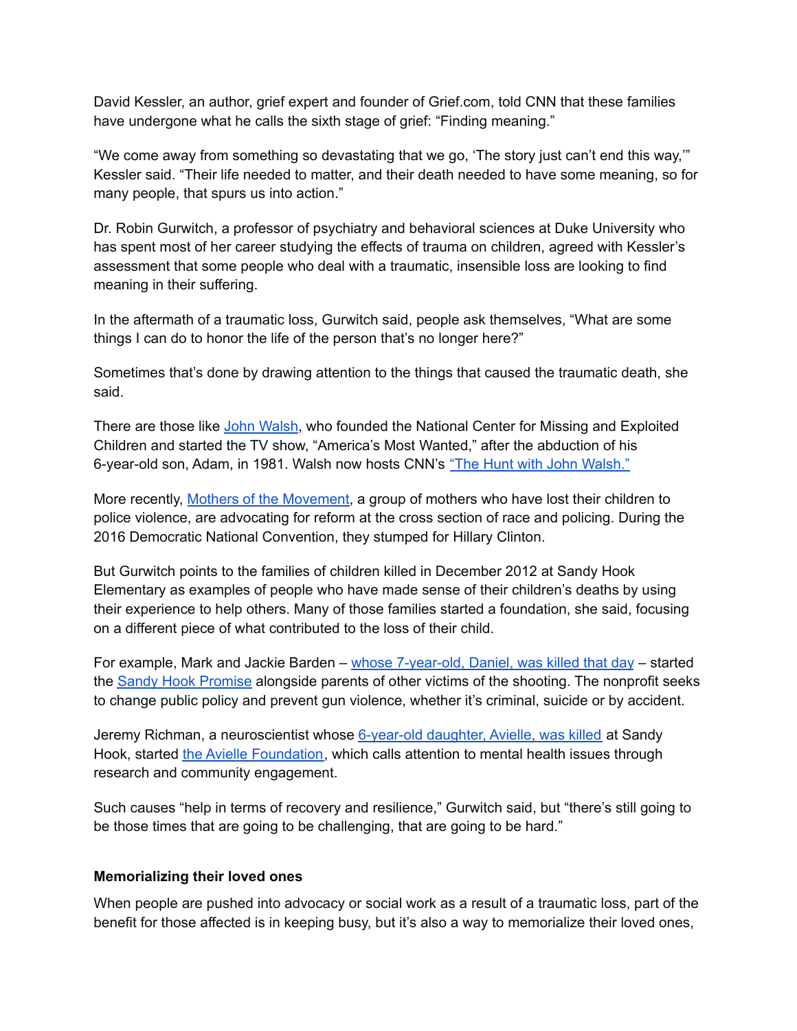David Kessler, an author, grief expert and founder of Grief.com, told CNN that these families have undergone what he calls the sixth stage of grief: "Finding meaning."

"We come away from something so devastating that we go, 'The story just can't end this way,'" Kessler said. "Their life needed to matter, and their death needed to have some meaning, so for many people, that spurs us into action."

Dr. Robin Gurwitch, a professor of psychiatry and behavioral sciences at Duke University who has spent most of her career studying the effects of trauma on children, agreed with Kessler's assessment that some people who deal with a traumatic, insensible loss are looking to find meaning in their suffering.

In the aftermath of a traumatic loss, Gurwitch said, people ask themselves, "What are some things I can do to honor the life of the person that's no longer here?"

Sometimes that's done by drawing attention to the things that caused the traumatic death, she said.

There are those like [John Walsh](), who founded the National Center for Missing and Exploited Children and started the TV show, "America's Most Wanted," after the abduction of his 6-year-old son, Adam, in 1981. Walsh now hosts CNN's ["The Hunt with John Walsh."]()

More recently, [Mothers of the Movement](), a group of mothers who have lost their children to police violence, are advocating for reform at the cross section of race and policing. During the 2016 Democratic National Convention, they stumped for Hillary Clinton.

But Gurwitch points to the families of children killed in December 2012 at Sandy Hook Elementary as examples of people who have made sense of their children's deaths by using their experience to help others. Many of those families started a foundation, she said, focusing on a different piece of what contributed to the loss of their child.

For example, Mark and Jackie Barden – [whose 7-year-old, Daniel, was killed that day]() – started the [Sandy Hook Promise]() alongside parents of other victims of the shooting. The nonprofit seeks to change public policy and prevent gun violence, whether it's criminal, suicide or by accident.

Jeremy Richman, a neuroscientist whose [6-year-old daughter, Avielle, was killed]() at Sandy Hook, started [the Avielle Foundation](), which calls attention to mental health issues through research and community engagement.

Such causes "help in terms of recovery and resilience," Gurwitch said, but "there's still going to be those times that are going to be challenging, that are going to be hard."

**Memorializing their loved ones**

When people are pushed into advocacy or social work as a result of a traumatic loss, part of the benefit for those affected is in keeping busy, but it's also a way to memorialize their loved ones,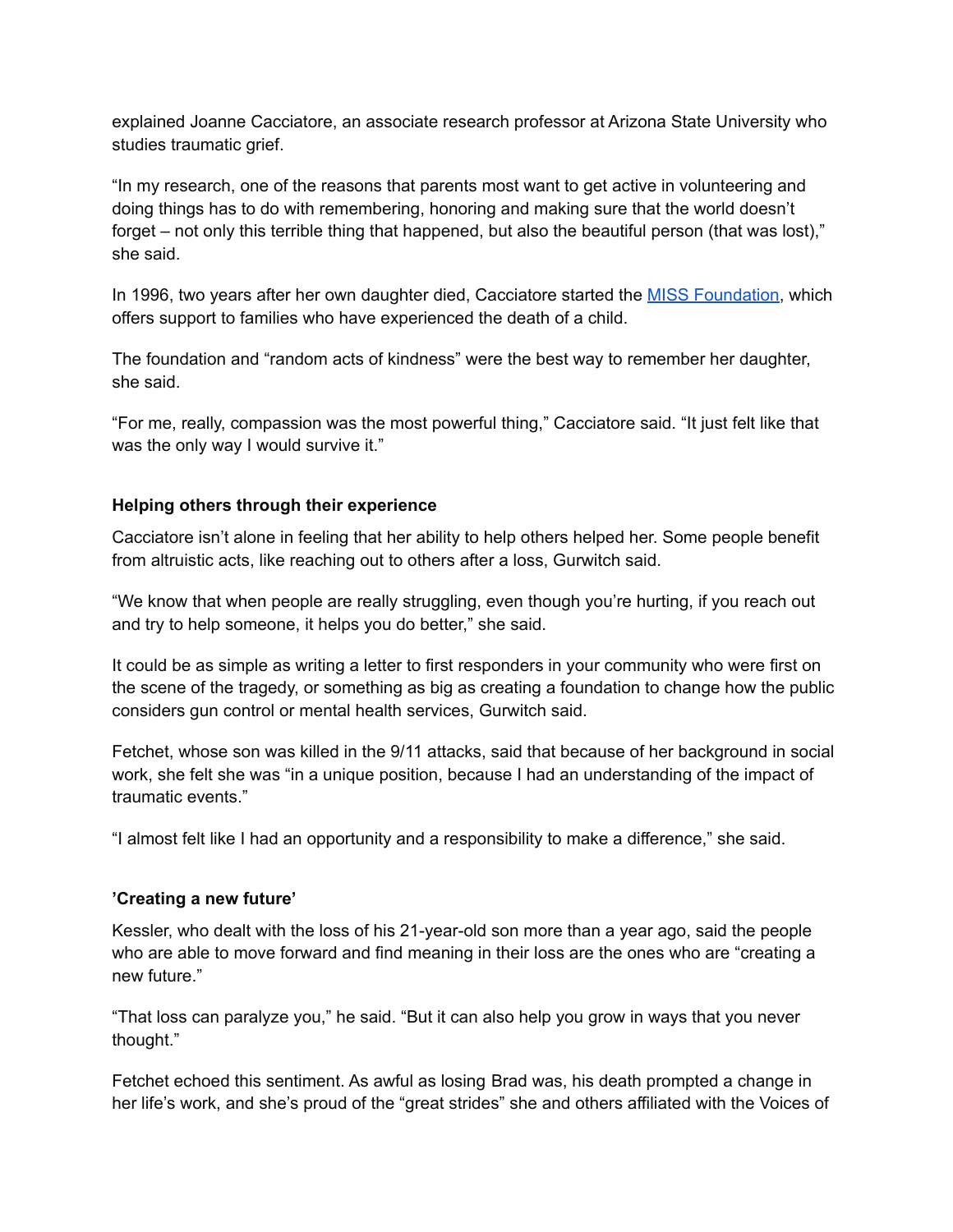explained Joanne Cacciatore, an associate research professor at Arizona State University who studies traumatic grief.

"In my research, one of the reasons that parents most want to get active in volunteering and doing things has to do with remembering, honoring and making sure that the world doesn't forget – not only this terrible thing that happened, but also the beautiful person (that was lost)," she said.

In 1996, two years after her own daughter died, Cacciatore started the [MISS Foundation](), which offers support to families who have experienced the death of a child.

The foundation and "random acts of kindness" were the best way to remember her daughter, she said.

"For me, really, compassion was the most powerful thing," Cacciatore said. "It just felt like that was the only way I would survive it."

### Helping others through their experience

Cacciatore isn't alone in feeling that her ability to help others helped her. Some people benefit from altruistic acts, like reaching out to others after a loss, Gurwitch said.

"We know that when people are really struggling, even though you're hurting, if you reach out and try to help someone, it helps you do better," she said.

It could be as simple as writing a letter to first responders in your community who were first on the scene of the tragedy, or something as big as creating a foundation to change how the public considers gun control or mental health services, Gurwitch said.

Fetchet, whose son was killed in the 9/11 attacks, said that because of her background in social work, she felt she was "in a unique position, because I had an understanding of the impact of traumatic events."

"I almost felt like I had an opportunity and a responsibility to make a difference," she said.

### 'Creating a new future'

Kessler, who dealt with the loss of his 21-year-old son more than a year ago, said the people who are able to move forward and find meaning in their loss are the ones who are "creating a new future."

"That loss can paralyze you," he said. "But it can also help you grow in ways that you never thought."

Fetchet echoed this sentiment. As awful as losing Brad was, his death prompted a change in her life's work, and she's proud of the "great strides" she and others affiliated with the Voices of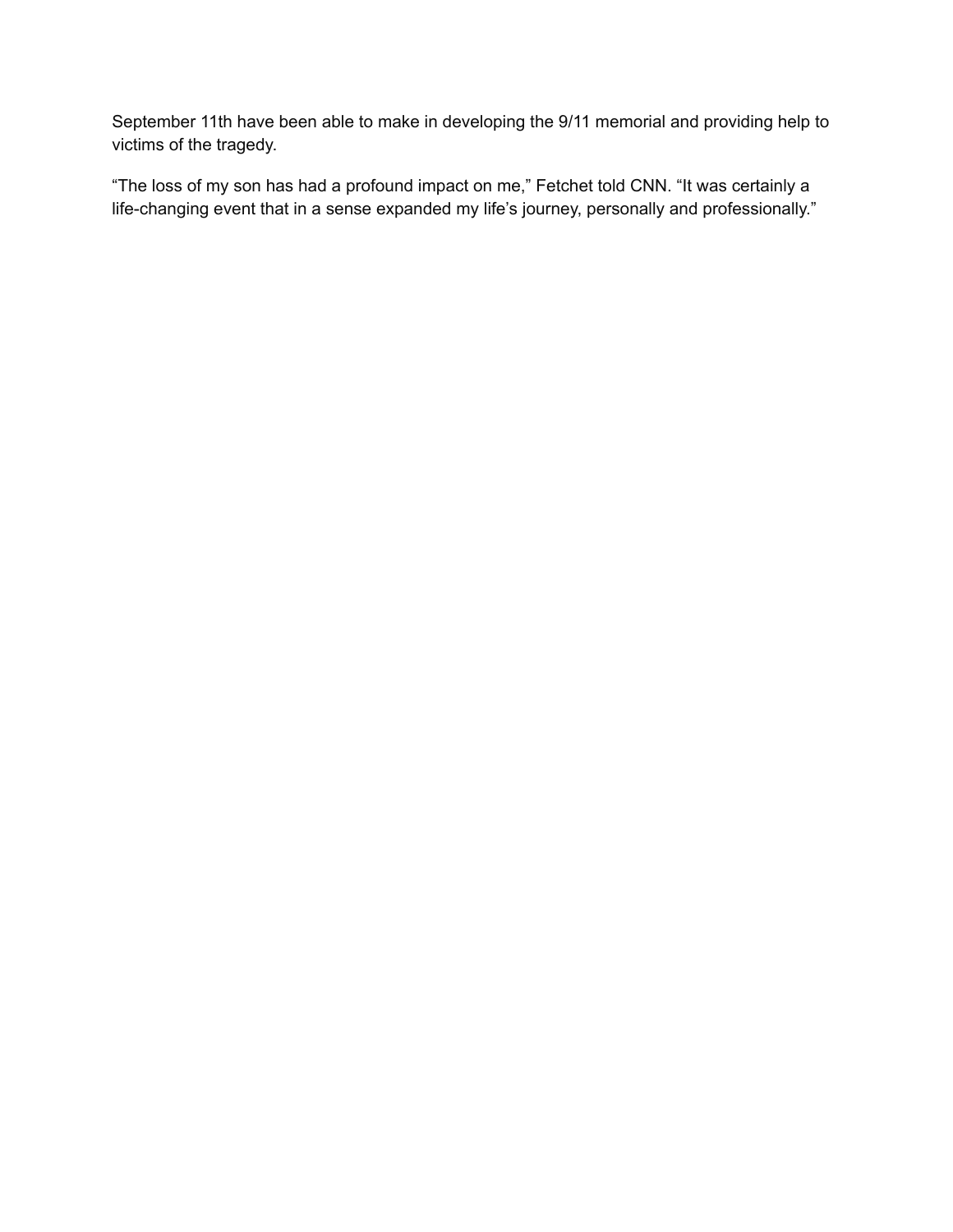September 11th have been able to make in developing the 9/11 memorial and providing help to victims of the tragedy.

“The loss of my son has had a profound impact on me,” Fetchet told CNN. “It was certainly a life-changing event that in a sense expanded my life’s journey, personally and professionally.”